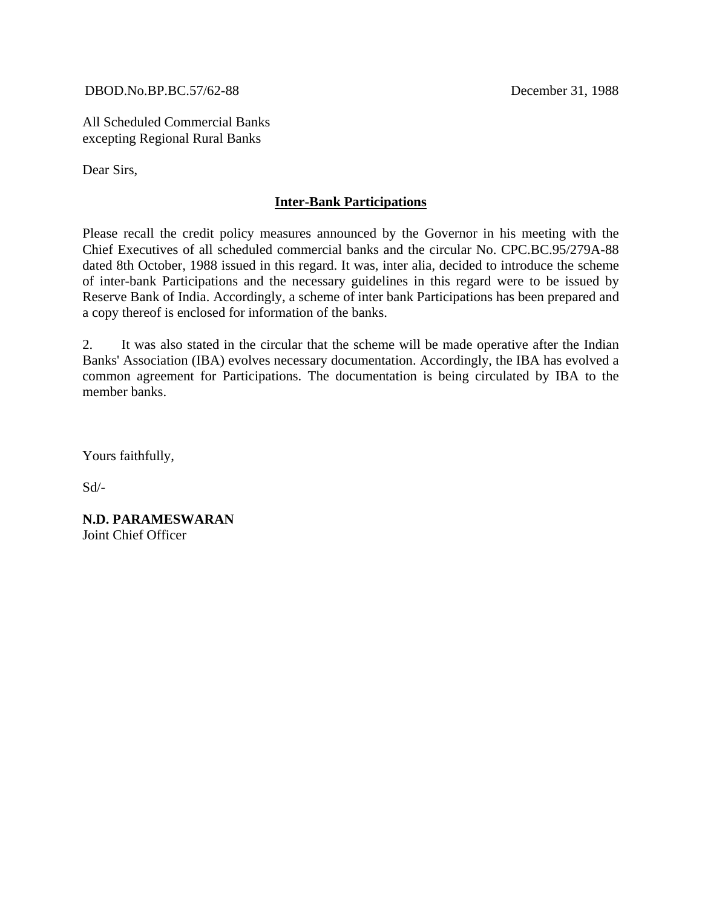DBOD.No.BP.BC.57/62-88 December 31, 1988

All Scheduled Commercial Banks
excepting Regional Rural Banks

Dear Sirs,

**Inter-Bank Participations**

Please recall the credit policy measures announced by the Governor in his meeting with the Chief Executives of all scheduled commercial banks and the circular No. CPC.BC.95/279A-88 dated 8th October, 1988 issued in this regard. It was, inter alia, decided to introduce the scheme of inter-bank Participations and the necessary guidelines in this regard were to be issued by Reserve Bank of India. Accordingly, a scheme of inter bank Participations has been prepared and a copy thereof is enclosed for information of the banks.

2. It was also stated in the circular that the scheme will be made operative after the Indian Banks' Association (IBA) evolves necessary documentation. Accordingly, the IBA has evolved a common agreement for Participations. The documentation is being circulated by IBA to the member banks.

Yours faithfully,

Sd/-

**N.D. PARAMESWARAN**
Joint Chief Officer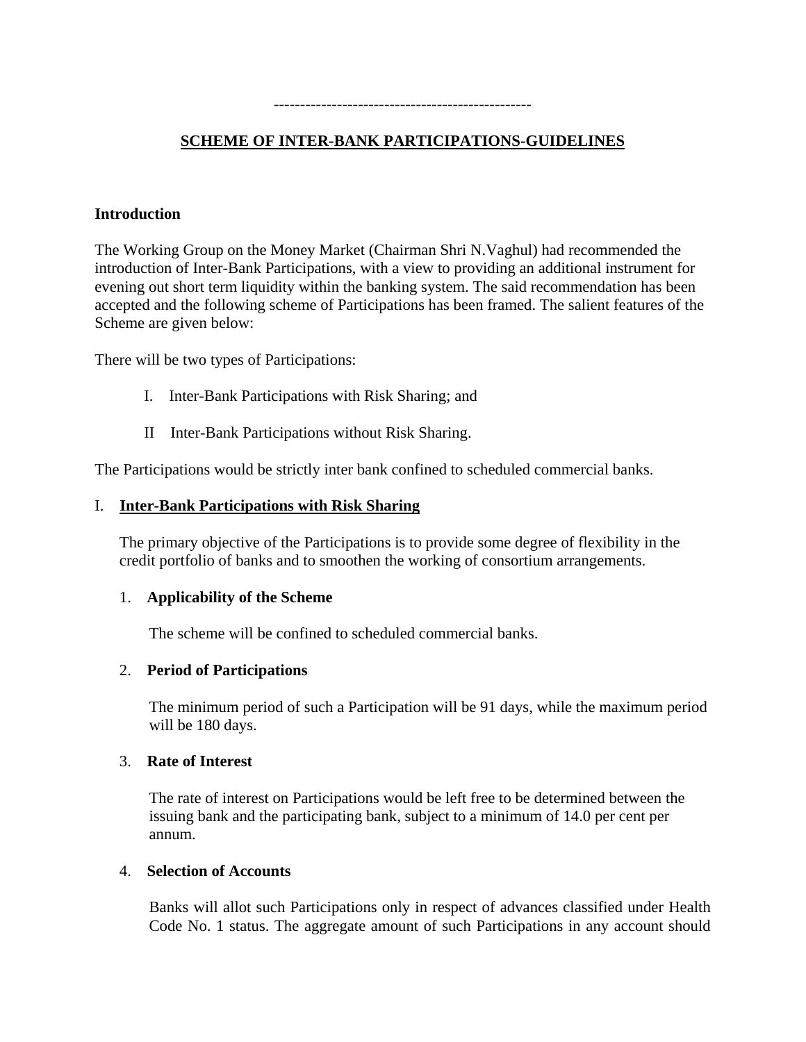------------------------------------------------

## SCHEME OF INTER-BANK PARTICIPATIONS-GUIDELINES

### Introduction

The Working Group on the Money Market (Chairman Shri N.Vaghul) had recommended the introduction of Inter-Bank Participations, with a view to providing an additional instrument for evening out short term liquidity within the banking system. The said recommendation has been accepted and the following scheme of Participations has been framed. The salient features of the Scheme are given below:

There will be two types of Participations:

I. Inter-Bank Participations with Risk Sharing; and

II Inter-Bank Participations without Risk Sharing.

The Participations would be strictly inter bank confined to scheduled commercial banks.

### I. Inter-Bank Participations with Risk Sharing

The primary objective of the Participations is to provide some degree of flexibility in the credit portfolio of banks and to smoothen the working of consortium arrangements.

1. **Applicability of the Scheme**

   The scheme will be confined to scheduled commercial banks.

2. **Period of Participations**

   The minimum period of such a Participation will be 91 days, while the maximum period will be 180 days.

3. **Rate of Interest**

   The rate of interest on Participations would be left free to be determined between the issuing bank and the participating bank, subject to a minimum of 14.0 per cent per annum.

4. **Selection of Accounts**

   Banks will allot such Participations only in respect of advances classified under Health Code No. 1 status. The aggregate amount of such Participations in any account should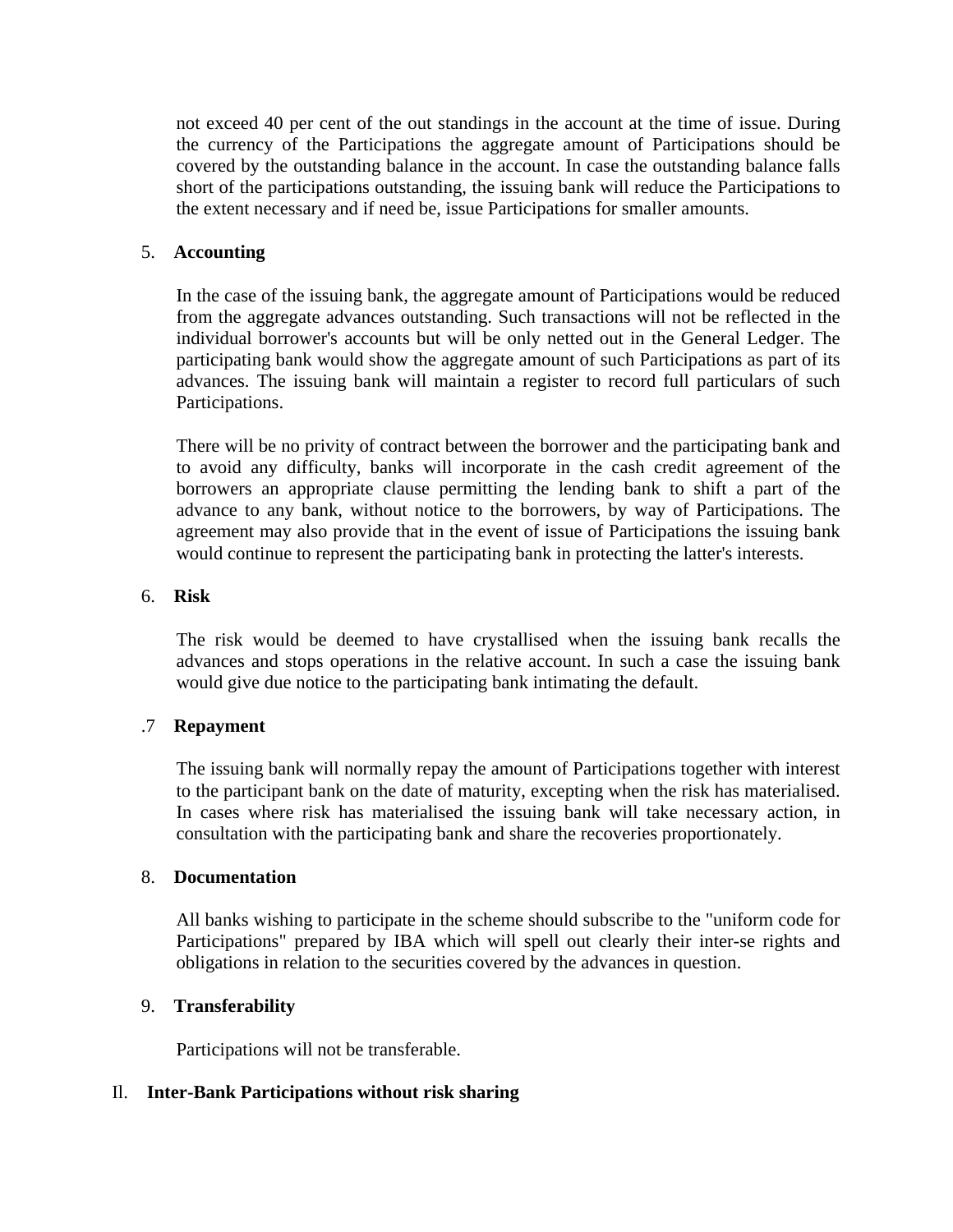not exceed 40 per cent of the out standings in the account at the time of issue. During the currency of the Participations the aggregate amount of Participations should be covered by the outstanding balance in the account. In case the outstanding balance falls short of the participations outstanding, the issuing bank will reduce the Participations to the extent necessary and if need be, issue Participations for smaller amounts.

5. **Accounting**

In the case of the issuing bank, the aggregate amount of Participations would be reduced from the aggregate advances outstanding. Such transactions will not be reflected in the individual borrower's accounts but will be only netted out in the General Ledger. The participating bank would show the aggregate amount of such Participations as part of its advances. The issuing bank will maintain a register to record full particulars of such Participations.

There will be no privity of contract between the borrower and the participating bank and to avoid any difficulty, banks will incorporate in the cash credit agreement of the borrowers an appropriate clause permitting the lending bank to shift a part of the advance to any bank, without notice to the borrowers, by way of Participations. The agreement may also provide that in the event of issue of Participations the issuing bank would continue to represent the participating bank in protecting the latter's interests.

6. **Risk**

The risk would be deemed to have crystallised when the issuing bank recalls the advances and stops operations in the relative account. In such a case the issuing bank would give due notice to the participating bank intimating the default.

.7 **Repayment**

The issuing bank will normally repay the amount of Participations together with interest to the participant bank on the date of maturity, excepting when the risk has materialised. In cases where risk has materialised the issuing bank will take necessary action, in consultation with the participating bank and share the recoveries proportionately.

8. **Documentation**

All banks wishing to participate in the scheme should subscribe to the "uniform code for Participations" prepared by IBA which will spell out clearly their inter-se rights and obligations in relation to the securities covered by the advances in question.

9. **Transferability**

Participations will not be transferable.

## Il. Inter-Bank Participations without risk sharing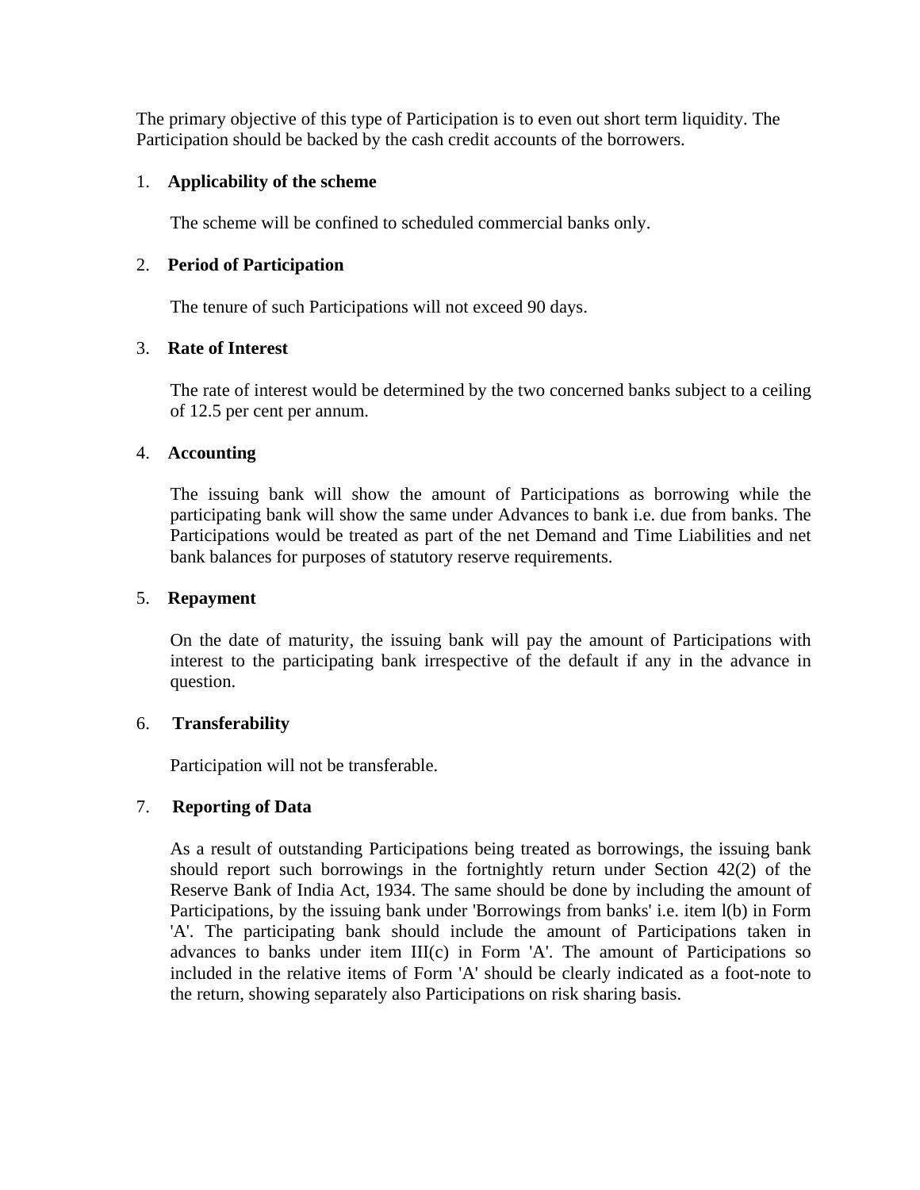The primary objective of this type of Participation is to even out short term liquidity. The Participation should be backed by the cash credit accounts of the borrowers.

1. **Applicability of the scheme**

   The scheme will be confined to scheduled commercial banks only.

2. **Period of Participation**

   The tenure of such Participations will not exceed 90 days.

3. **Rate of Interest**

   The rate of interest would be determined by the two concerned banks subject to a ceiling of 12.5 per cent per annum.

4. **Accounting**

   The issuing bank will show the amount of Participations as borrowing while the participating bank will show the same under Advances to bank i.e. due from banks. The Participations would be treated as part of the net Demand and Time Liabilities and net bank balances for purposes of statutory reserve requirements.

5. **Repayment**

   On the date of maturity, the issuing bank will pay the amount of Participations with interest to the participating bank irrespective of the default if any in the advance in question.

6. **Transferability**

   Participation will not be transferable.

7. **Reporting of Data**

   As a result of outstanding Participations being treated as borrowings, the issuing bank should report such borrowings in the fortnightly return under Section 42(2) of the Reserve Bank of India Act, 1934. The same should be done by including the amount of Participations, by the issuing bank under 'Borrowings from banks' i.e. item l(b) in Form 'A'. The participating bank should include the amount of Participations taken in advances to banks under item III(c) in Form 'A'. The amount of Participations so included in the relative items of Form 'A' should be clearly indicated as a foot-note to the return, showing separately also Participations on risk sharing basis.